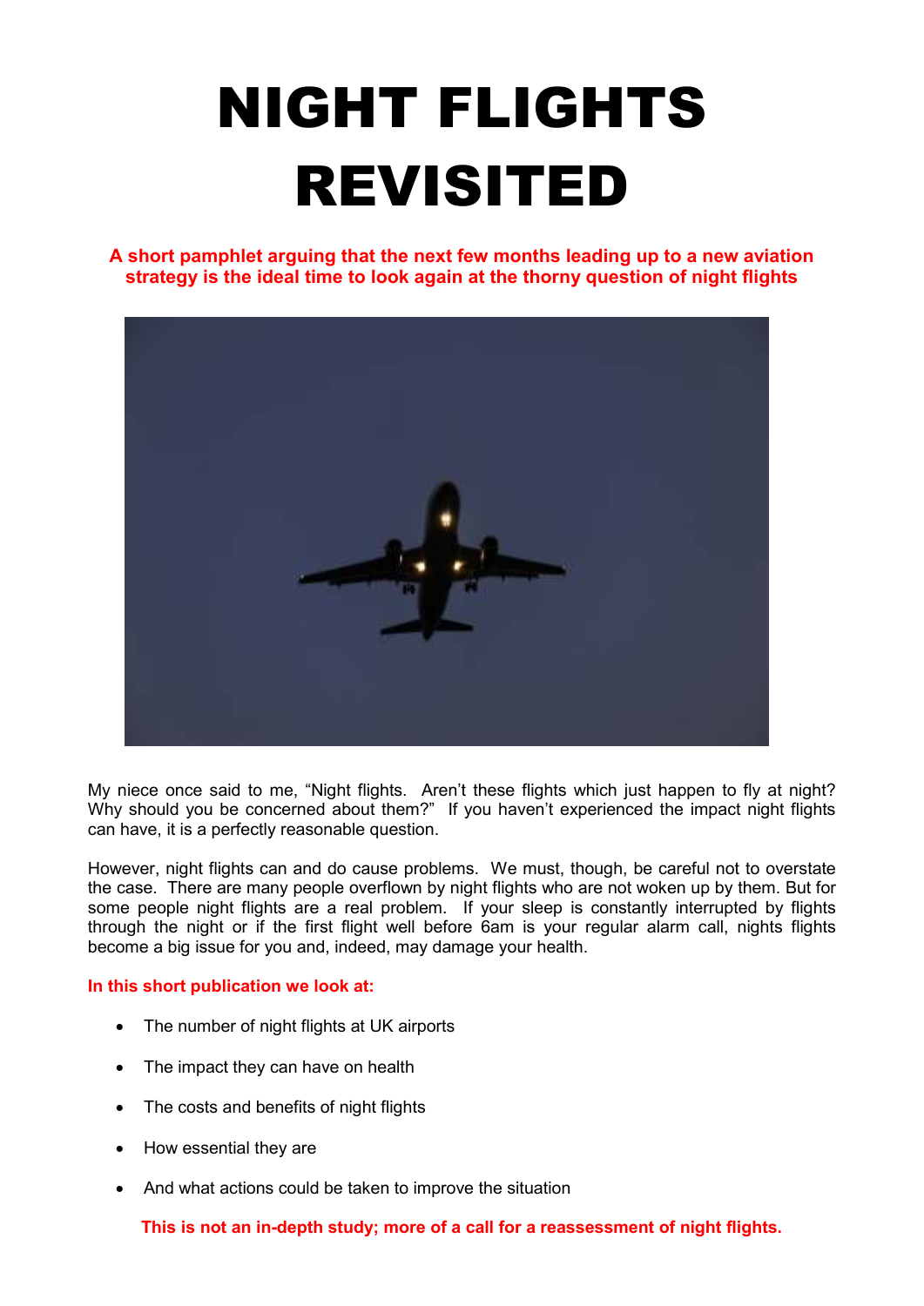# NIGHT FLIGHTS REVISITED

**A short pamphlet arguing that the next few months leading up to a new aviation strategy is the ideal time to look again at the thorny question of night flights**

My niece once said to me, "Night flights. Aren't these flights which just happen to fly at night? Why should you be concerned about them?" If you haven't experienced the impact night flights can have, it is a perfectly reasonable question.

However, night flights can and do cause problems. We must, though, be careful not to overstate the case. There are many people overflown by night flights who are not woken up by them. But for some people night flights are a real problem. If your sleep is constantly interrupted by flights through the night or if the first flight well before 6am is your regular alarm call, nights flights become a big issue for you and, indeed, may damage your health.

**In this short publication we look at:**

- The number of night flights at UK airports
- The impact they can have on health
- The costs and benefits of night flights
- How essential they are
- And what actions could be taken to improve the situation

**This is not an in-depth study; more of a call for a reassessment of night flights.**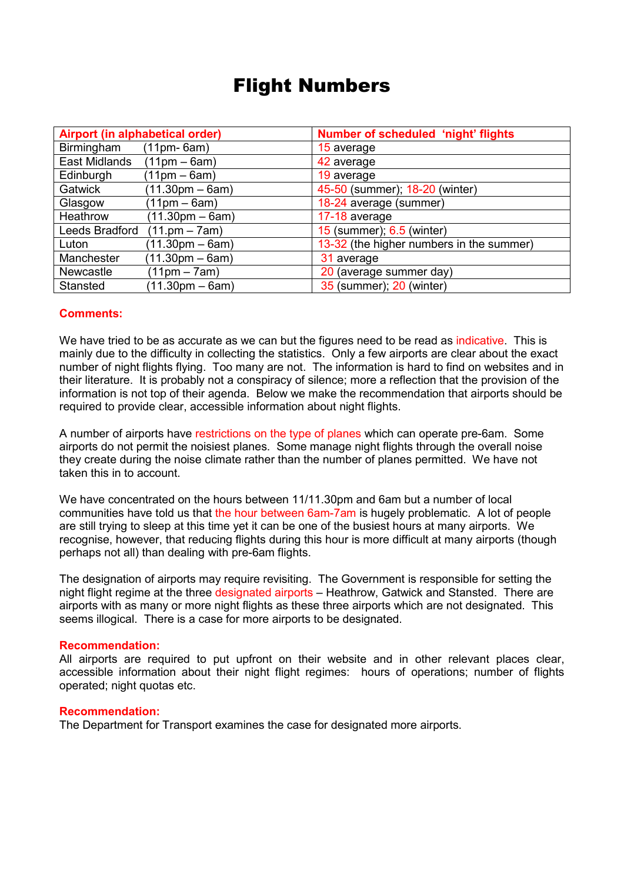# Flight Numbers

| Airport (in alphabetical order) | Number of scheduled 'night' flights |
|---|---|
| Birmingham (11pm- 6am) | 15 average |
| East Midlands (11pm – 6am) | 42 average |
| Edinburgh (11pm – 6am) | 19 average |
| Gatwick (11.30pm – 6am) | 45-50 (summer); 18-20 (winter) |
| Glasgow (11pm – 6am) | 18-24 average (summer) |
| Heathrow (11.30pm – 6am) | 17-18 average |
| Leeds Bradford (11.pm – 7am) | 15 (summer); 6.5 (winter) |
| Luton (11.30pm – 6am) | 13-32 (the higher numbers in the summer) |
| Manchester (11.30pm – 6am) | 31 average |
| Newcastle (11pm – 7am) | 20 (average summer day) |
| Stansted (11.30pm – 6am) | 35 (summer); 20 (winter) |

**Comments:**

We have tried to be as accurate as we can but the figures need to be read as indicative. This is mainly due to the difficulty in collecting the statistics. Only a few airports are clear about the exact number of night flights flying. Too many are not. The information is hard to find on websites and in their literature. It is probably not a conspiracy of silence; more a reflection that the provision of the information is not top of their agenda. Below we make the recommendation that airports should be required to provide clear, accessible information about night flights.

A number of airports have restrictions on the type of planes which can operate pre-6am. Some airports do not permit the noisiest planes. Some manage night flights through the overall noise they create during the noise climate rather than the number of planes permitted. We have not taken this in to account.

We have concentrated on the hours between 11/11.30pm and 6am but a number of local communities have told us that the hour between 6am-7am is hugely problematic. A lot of people are still trying to sleep at this time yet it can be one of the busiest hours at many airports. We recognise, however, that reducing flights during this hour is more difficult at many airports (though perhaps not all) than dealing with pre-6am flights.

The designation of airports may require revisiting. The Government is responsible for setting the night flight regime at the three designated airports – Heathrow, Gatwick and Stansted. There are airports with as many or more night flights as these three airports which are not designated. This seems illogical. There is a case for more airports to be designated.

**Recommendation:**
All airports are required to put upfront on their website and in other relevant places clear, accessible information about their night flight regimes: hours of operations; number of flights operated; night quotas etc.

**Recommendation:**
The Department for Transport examines the case for designated more airports.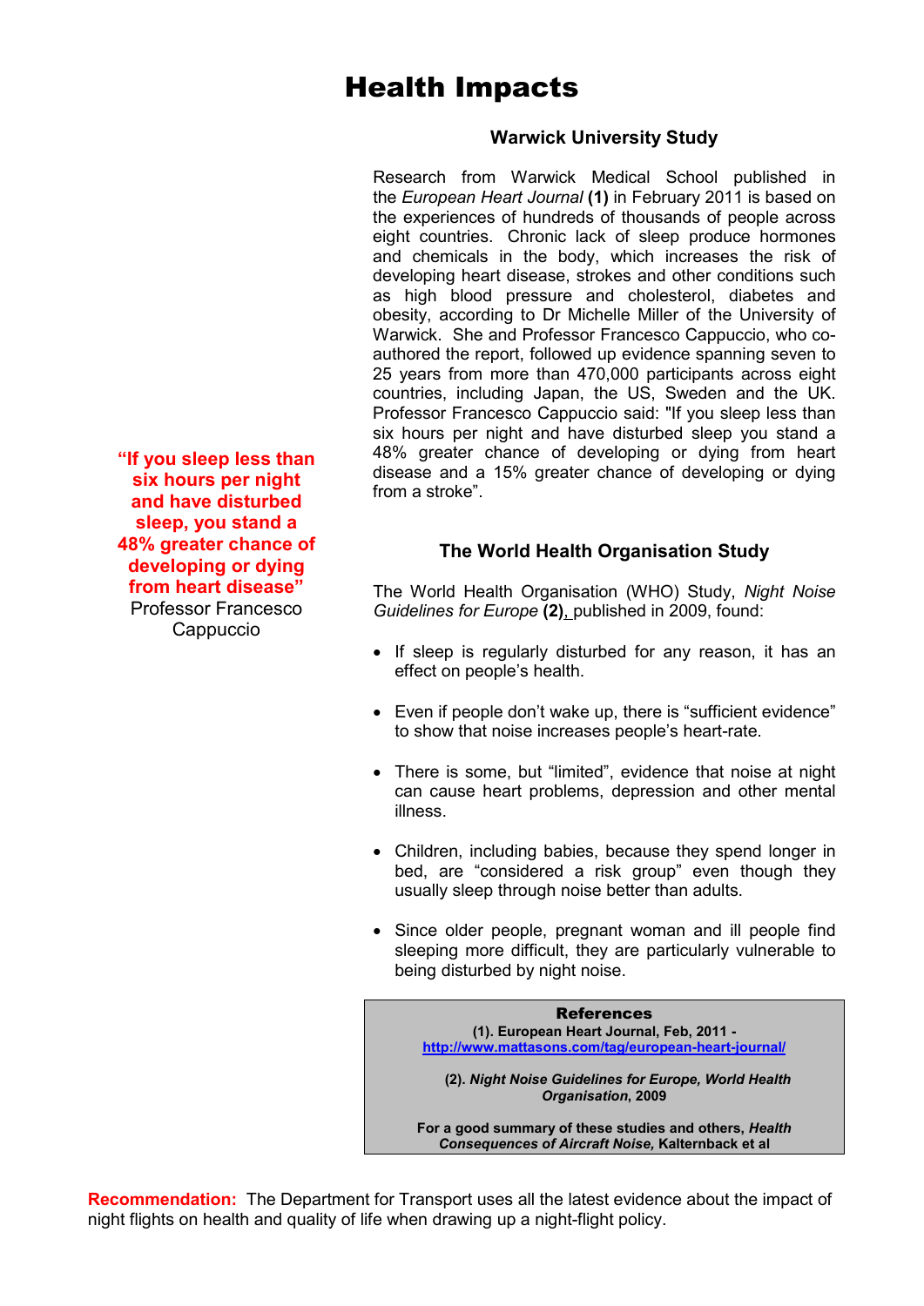# Health Impacts

## Warwick University Study

Research from Warwick Medical School published in the *European Heart Journal* **(1)** in February 2011 is based on the experiences of hundreds of thousands of people across eight countries. Chronic lack of sleep produce hormones and chemicals in the body, which increases the risk of developing heart disease, strokes and other conditions such as high blood pressure and cholesterol, diabetes and obesity, according to Dr Michelle Miller of the University of Warwick. She and Professor Francesco Cappuccio, who co-authored the report, followed up evidence spanning seven to 25 years from more than 470,000 participants across eight countries, including Japan, the US, Sweden and the UK. Professor Francesco Cappuccio said: "If you sleep less than six hours per night and have disturbed sleep you stand a 48% greater chance of developing or dying from heart disease and a 15% greater chance of developing or dying from a stroke".

**"If you sleep less than six hours per night and have disturbed sleep, you stand a 48% greater chance of developing or dying from heart disease"**
Professor Francesco Cappuccio

## The World Health Organisation Study

The World Health Organisation (WHO) Study, *Night Noise Guidelines for Europe* **(2)**, published in 2009, found:

- If sleep is regularly disturbed for any reason, it has an effect on people's health.
- Even if people don't wake up, there is "sufficient evidence" to show that noise increases people's heart-rate.
- There is some, but "limited", evidence that noise at night can cause heart problems, depression and other mental illness.
- Children, including babies, because they spend longer in bed, are "considered a risk group" even though they usually sleep through noise better than adults.
- Since older people, pregnant woman and ill people find sleeping more difficult, they are particularly vulnerable to being disturbed by night noise.

**References**

**(1). European Heart Journal, Feb, 2011 -**
**http://www.mattasons.com/tag/european-heart-journal/**

**(2).** ***Night Noise Guidelines for Europe, World Health Organisation*****, 2009**

**For a good summary of these studies and others,** ***Health Consequences of Aircraft Noise,*** **Kalternback et al**

**Recommendation:** The Department for Transport uses all the latest evidence about the impact of night flights on health and quality of life when drawing up a night-flight policy.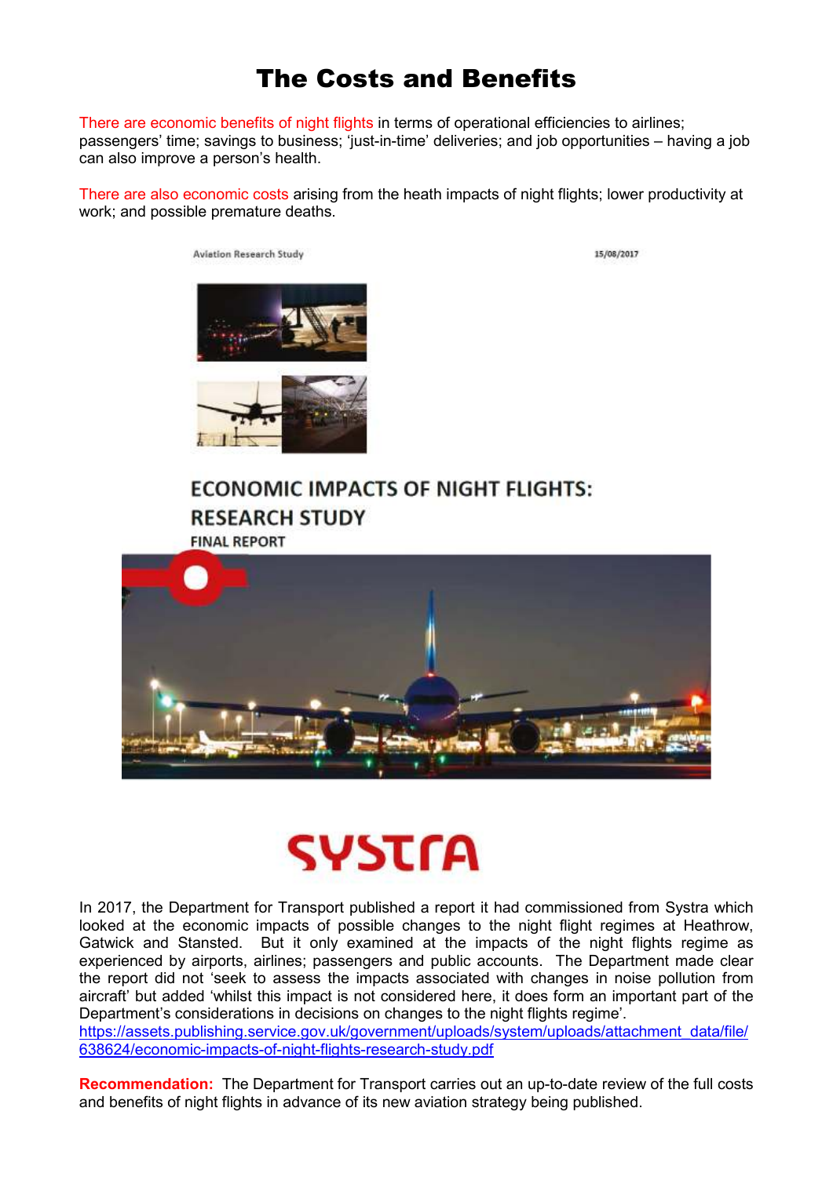# The Costs and Benefits

There are economic benefits of night flights in terms of operational efficiencies to airlines; passengers' time; savings to business; 'just-in-time' deliveries; and job opportunities – having a job can also improve a person's health.

There are also economic costs arising from the heath impacts of night flights; lower productivity at work; and possible premature deaths.

Aviation Research Study

15/08/2017

ECONOMIC IMPACTS OF NIGHT FLIGHTS: RESEARCH STUDY

FINAL REPORT

SYSTRA

In 2017, the Department for Transport published a report it had commissioned from Systra which looked at the economic impacts of possible changes to the night flight regimes at Heathrow, Gatwick and Stansted. But it only examined at the impacts of the night flights regime as experienced by airports, airlines; passengers and public accounts. The Department made clear the report did not 'seek to assess the impacts associated with changes in noise pollution from aircraft' but added 'whilst this impact is not considered here, it does form an important part of the Department's considerations in decisions on changes to the night flights regime'.
https://assets.publishing.service.gov.uk/government/uploads/system/uploads/attachment_data/file/638624/economic-impacts-of-night-flights-research-study.pdf

**Recommendation:** The Department for Transport carries out an up-to-date review of the full costs and benefits of night flights in advance of its new aviation strategy being published.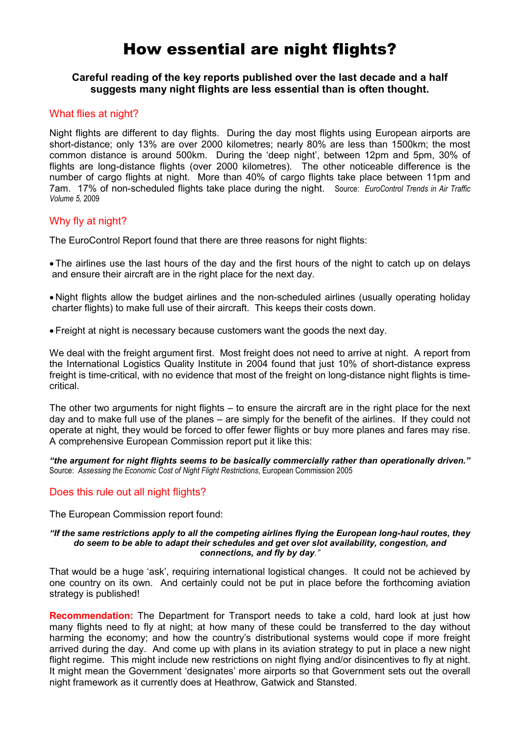# How essential are night flights?

**Careful reading of the key reports published over the last decade and a half suggests many night flights are less essential than is often thought.**

## What flies at night?

Night flights are different to day flights. During the day most flights using European airports are short-distance; only 13% are over 2000 kilometres; nearly 80% are less than 1500km; the most common distance is around 500km. During the 'deep night', between 12pm and 5pm, 30% of flights are long-distance flights (over 2000 kilometres). The other noticeable difference is the number of cargo flights at night. More than 40% of cargo flights take place between 11pm and 7am. 17% of non-scheduled flights take place during the night. Source: *EuroControl Trends in Air Traffic Volume 5,* 2009

## Why fly at night?

The EuroControl Report found that there are three reasons for night flights:

- The airlines use the last hours of the day and the first hours of the night to catch up on delays and ensure their aircraft are in the right place for the next day.
- Night flights allow the budget airlines and the non-scheduled airlines (usually operating holiday charter flights) to make full use of their aircraft. This keeps their costs down.
- Freight at night is necessary because customers want the goods the next day.

We deal with the freight argument first. Most freight does not need to arrive at night. A report from the International Logistics Quality Institute in 2004 found that just 10% of short-distance express freight is time-critical, with no evidence that most of the freight on long-distance night flights is time-critical.

The other two arguments for night flights – to ensure the aircraft are in the right place for the next day and to make full use of the planes – are simply for the benefit of the airlines. If they could not operate at night, they would be forced to offer fewer flights or buy more planes and fares may rise. A comprehensive European Commission report put it like this:

***"the argument for night flights seems to be basically commercially rather than operationally driven."***
Source: *Assessing the Economic Cost of Night Flight Restrictions*, European Commission 2005

## Does this rule out all night flights?

The European Commission report found:

***"If the same restrictions apply to all the competing airlines flying the European long-haul routes, they do seem to be able to adapt their schedules and get over slot availability, congestion, and connections, and fly by day."***

That would be a huge 'ask', requiring international logistical changes. It could not be achieved by one country on its own. And certainly could not be put in place before the forthcoming aviation strategy is published!

**Recommendation:** The Department for Transport needs to take a cold, hard look at just how many flights need to fly at night; at how many of these could be transferred to the day without harming the economy; and how the country's distributional systems would cope if more freight arrived during the day. And come up with plans in its aviation strategy to put in place a new night flight regime. This might include new restrictions on night flying and/or disincentives to fly at night. It might mean the Government 'designates' more airports so that Government sets out the overall night framework as it currently does at Heathrow, Gatwick and Stansted.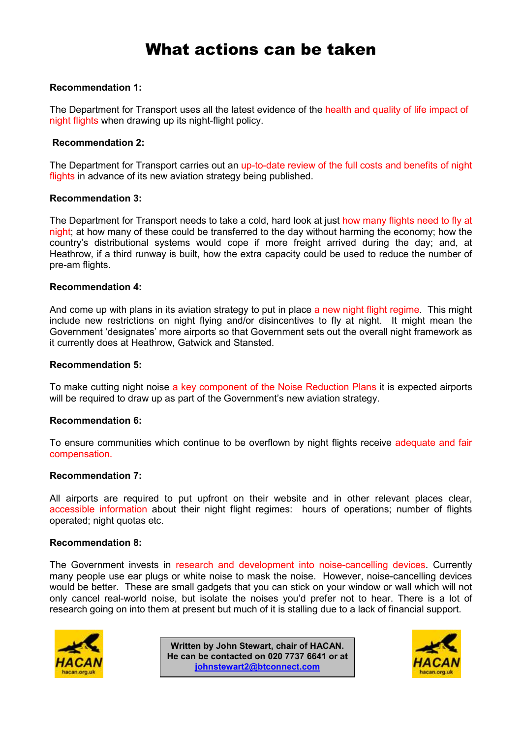# What actions can be taken

**Recommendation 1:**

The Department for Transport uses all the latest evidence of the health and quality of life impact of night flights when drawing up its night-flight policy.

**Recommendation 2:**

The Department for Transport carries out an up-to-date review of the full costs and benefits of night flights in advance of its new aviation strategy being published.

**Recommendation 3:**

The Department for Transport needs to take a cold, hard look at just how many flights need to fly at night; at how many of these could be transferred to the day without harming the economy; how the country's distributional systems would cope if more freight arrived during the day; and, at Heathrow, if a third runway is built, how the extra capacity could be used to reduce the number of pre-am flights.

**Recommendation 4:**

And come up with plans in its aviation strategy to put in place a new night flight regime. This might include new restrictions on night flying and/or disincentives to fly at night. It might mean the Government 'designates' more airports so that Government sets out the overall night framework as it currently does at Heathrow, Gatwick and Stansted.

**Recommendation 5:**

To make cutting night noise a key component of the Noise Reduction Plans it is expected airports will be required to draw up as part of the Government's new aviation strategy.

**Recommendation 6:**

To ensure communities which continue to be overflown by night flights receive adequate and fair compensation.

**Recommendation 7:**

All airports are required to put upfront on their website and in other relevant places clear, accessible information about their night flight regimes: hours of operations; number of flights operated; night quotas etc.

**Recommendation 8:**

The Government invests in research and development into noise-cancelling devices. Currently many people use ear plugs or white noise to mask the noise. However, noise-cancelling devices would be better. These are small gadgets that you can stick on your window or wall which will not only cancel real-world noise, but isolate the noises you'd prefer not to hear. There is a lot of research going on into them at present but much of it is stalling due to a lack of financial support.

HACAN hacan.org.uk

**Written by John Stewart, chair of HACAN. He can be contacted on 020 7737 6641 or at johnstewart2@btconnect.com**

HACAN hacan.org.uk